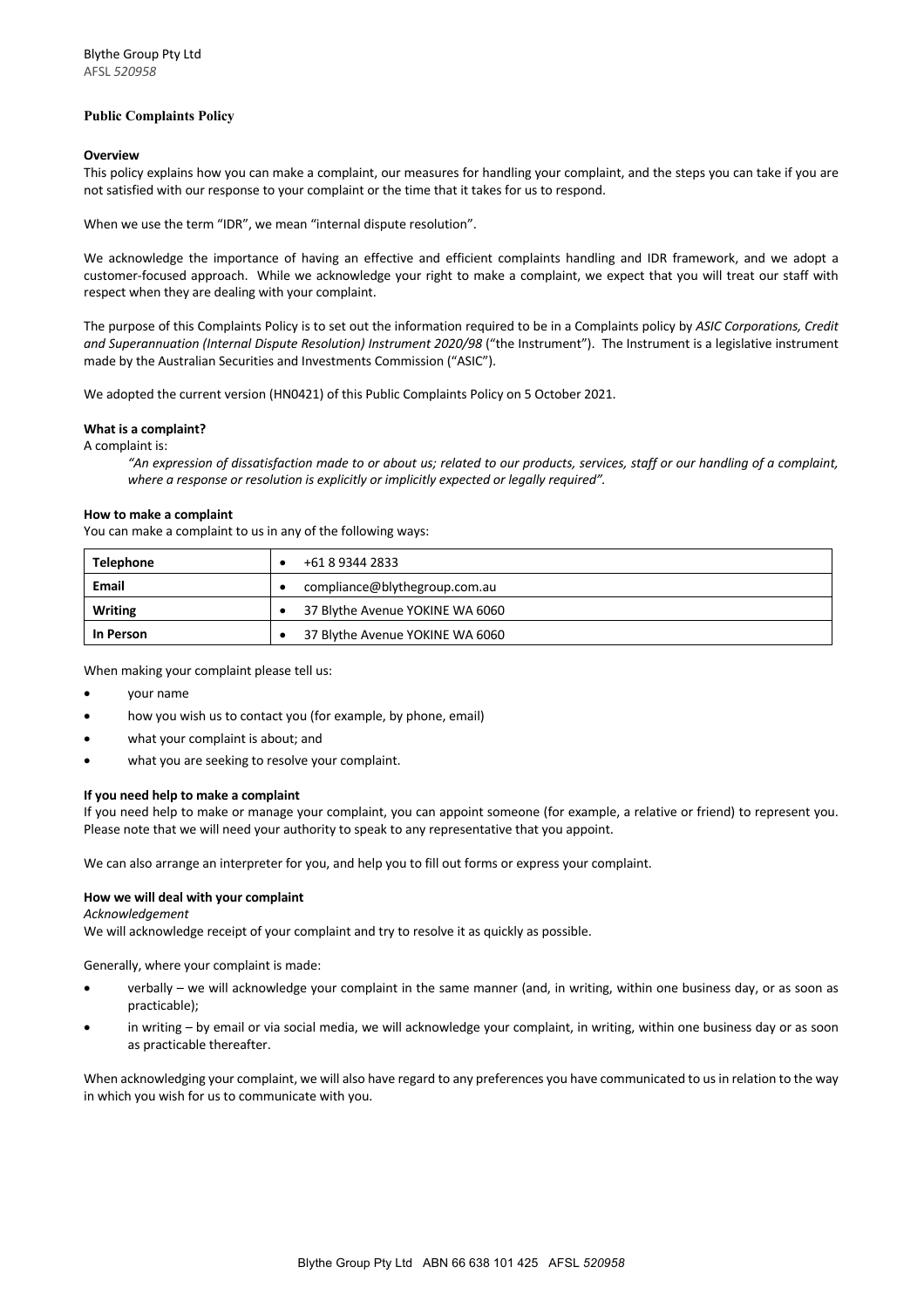Blythe Group Pty Ltd
AFSL *520958*

# Public Complaints Policy

## Overview

This policy explains how you can make a complaint, our measures for handling your complaint, and the steps you can take if you are not satisfied with our response to your complaint or the time that it takes for us to respond.

When we use the term "IDR", we mean "internal dispute resolution".

We acknowledge the importance of having an effective and efficient complaints handling and IDR framework, and we adopt a customer-focused approach. While we acknowledge your right to make a complaint, we expect that you will treat our staff with respect when they are dealing with your complaint.

The purpose of this Complaints Policy is to set out the information required to be in a Complaints policy by *ASIC Corporations, Credit and Superannuation (Internal Dispute Resolution) Instrument 2020/98* ("the Instrument"). The Instrument is a legislative instrument made by the Australian Securities and Investments Commission ("ASIC").

We adopted the current version (HN0421) of this Public Complaints Policy on 5 October 2021.

## What is a complaint?

A complaint is:

> *"An expression of dissatisfaction made to or about us; related to our products, services, staff or our handling of a complaint, where a response or resolution is explicitly or implicitly expected or legally required".*

## How to make a complaint

You can make a complaint to us in any of the following ways:

| Method | Details |
|---|---|
| **Telephone** | • +61 8 9344 2833 |
| **Email** | • compliance@blythegroup.com.au |
| **Writing** | • 37 Blythe Avenue YOKINE WA 6060 |
| **In Person** | • 37 Blythe Avenue YOKINE WA 6060 |

When making your complaint please tell us:

- your name
- how you wish us to contact you (for example, by phone, email)
- what your complaint is about; and
- what you are seeking to resolve your complaint.

## If you need help to make a complaint

If you need help to make or manage your complaint, you can appoint someone (for example, a relative or friend) to represent you. Please note that we will need your authority to speak to any representative that you appoint.

We can also arrange an interpreter for you, and help you to fill out forms or express your complaint.

## How we will deal with your complaint

*Acknowledgement*

We will acknowledge receipt of your complaint and try to resolve it as quickly as possible.

Generally, where your complaint is made:

- verbally – we will acknowledge your complaint in the same manner (and, in writing, within one business day, or as soon as practicable);
- in writing – by email or via social media, we will acknowledge your complaint, in writing, within one business day or as soon as practicable thereafter.

When acknowledging your complaint, we will also have regard to any preferences you have communicated to us in relation to the way in which you wish for us to communicate with you.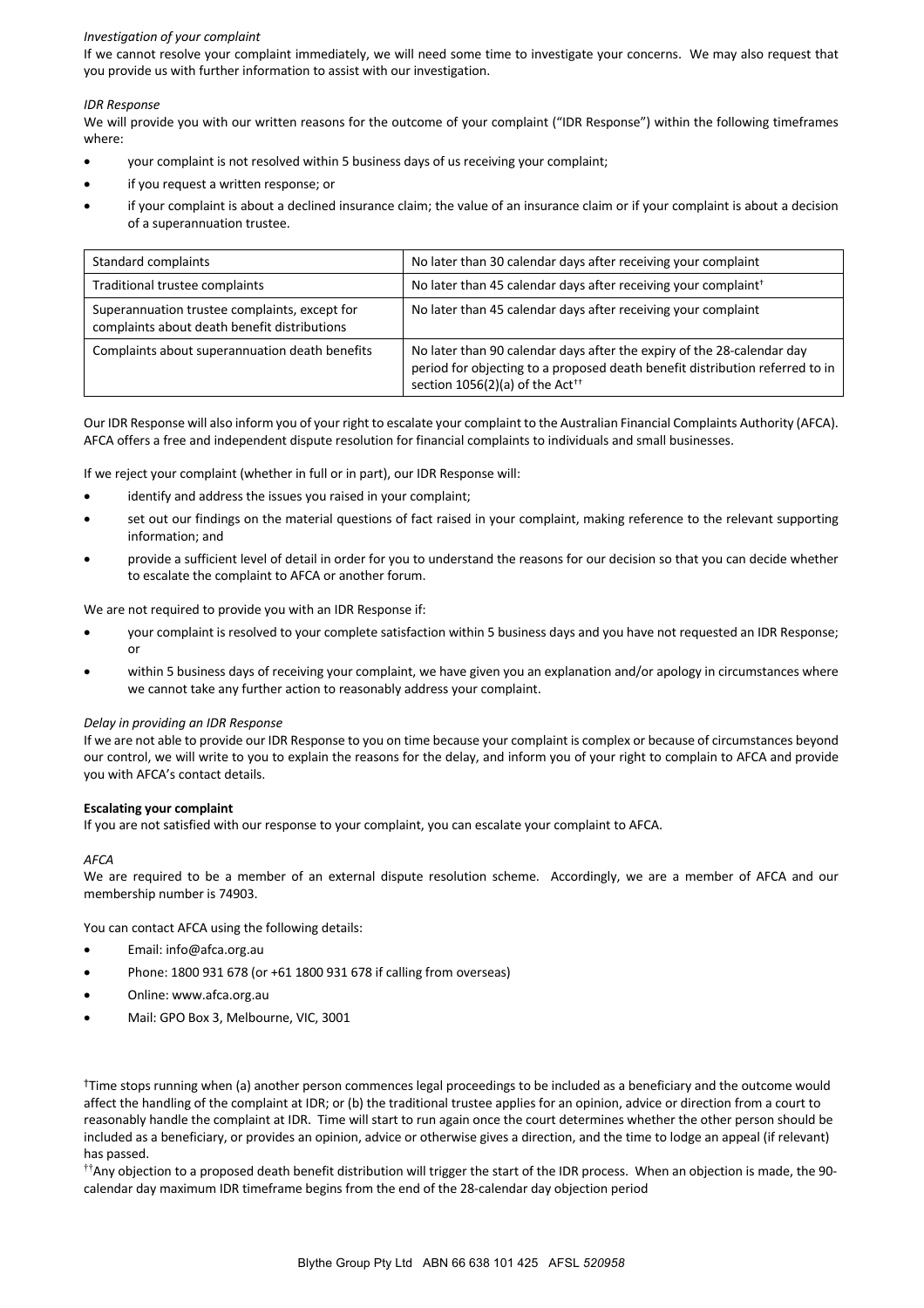*Investigation of your complaint*

If we cannot resolve your complaint immediately, we will need some time to investigate your concerns. We may also request that you provide us with further information to assist with our investigation.

*IDR Response*

We will provide you with our written reasons for the outcome of your complaint ("IDR Response") within the following timeframes where:

- your complaint is not resolved within 5 business days of us receiving your complaint;
- if you request a written response; or
- if your complaint is about a declined insurance claim; the value of an insurance claim or if your complaint is about a decision of a superannuation trustee.

| | |
|---|---|
| Standard complaints | No later than 30 calendar days after receiving your complaint |
| Traditional trustee complaints | No later than 45 calendar days after receiving your complaint[†] |
| Superannuation trustee complaints, except for complaints about death benefit distributions | No later than 45 calendar days after receiving your complaint |
| Complaints about superannuation death benefits | No later than 90 calendar days after the expiry of the 28-calendar day period for objecting to a proposed death benefit distribution referred to in section 1056(2)(a) of the Act[††] |

Our IDR Response will also inform you of your right to escalate your complaint to the Australian Financial Complaints Authority (AFCA). AFCA offers a free and independent dispute resolution for financial complaints to individuals and small businesses.

If we reject your complaint (whether in full or in part), our IDR Response will:

- identify and address the issues you raised in your complaint;
- set out our findings on the material questions of fact raised in your complaint, making reference to the relevant supporting information; and
- provide a sufficient level of detail in order for you to understand the reasons for our decision so that you can decide whether to escalate the complaint to AFCA or another forum.

We are not required to provide you with an IDR Response if:

- your complaint is resolved to your complete satisfaction within 5 business days and you have not requested an IDR Response; or
- within 5 business days of receiving your complaint, we have given you an explanation and/or apology in circumstances where we cannot take any further action to reasonably address your complaint.

*Delay in providing an IDR Response*

If we are not able to provide our IDR Response to you on time because your complaint is complex or because of circumstances beyond our control, we will write to you to explain the reasons for the delay, and inform you of your right to complain to AFCA and provide you with AFCA's contact details.

**Escalating your complaint**

If you are not satisfied with our response to your complaint, you can escalate your complaint to AFCA.

*AFCA*

We are required to be a member of an external dispute resolution scheme. Accordingly, we are a member of AFCA and our membership number is 74903.

You can contact AFCA using the following details:

- Email: info@afca.org.au
- Phone: 1800 931 678 (or +61 1800 931 678 if calling from overseas)
- Online: www.afca.org.au
- Mail: GPO Box 3, Melbourne, VIC, 3001

[†]Time stops running when (a) another person commences legal proceedings to be included as a beneficiary and the outcome would affect the handling of the complaint at IDR; or (b) the traditional trustee applies for an opinion, advice or direction from a court to reasonably handle the complaint at IDR. Time will start to run again once the court determines whether the other person should be included as a beneficiary, or provides an opinion, advice or otherwise gives a direction, and the time to lodge an appeal (if relevant) has passed.

[††]Any objection to a proposed death benefit distribution will trigger the start of the IDR process. When an objection is made, the 90-calendar day maximum IDR timeframe begins from the end of the 28-calendar day objection period

Blythe Group Pty Ltd ABN 66 638 101 425 AFSL *520958*